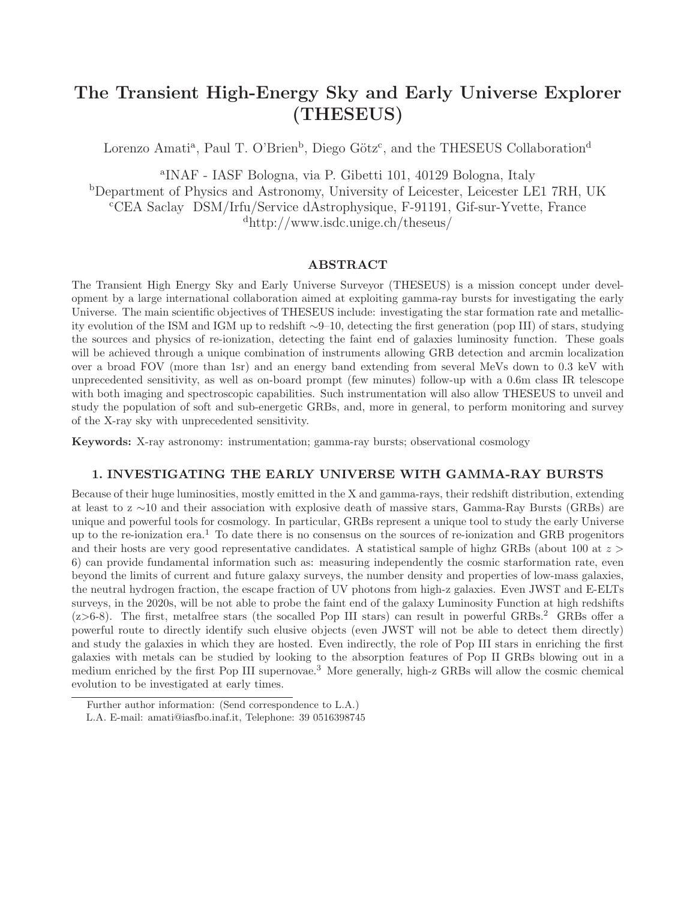# The Transient High-Energy Sky and Early Universe Explorer (THESEUS)

Lorenzo Amati[a], Paul T. O'Brien[b], Diego Götz[c], and the THESEUS Collaboration[d]

[a]INAF - IASF Bologna, via P. Gibetti 101, 40129 Bologna, Italy
[b]Department of Physics and Astronomy, University of Leicester, Leicester LE1 7RH, UK
[c]CEA Saclay DSM/Irfu/Service dAstrophysique, F-91191, Gif-sur-Yvette, France
[d]http://www.isdc.unige.ch/theseus/

## ABSTRACT

The Transient High Energy Sky and Early Universe Surveyor (THESEUS) is a mission concept under development by a large international collaboration aimed at exploiting gamma-ray bursts for investigating the early Universe. The main scientific objectives of THESEUS include: investigating the star formation rate and metallicity evolution of the ISM and IGM up to redshift ∼9–10, detecting the first generation (pop III) of stars, studying the sources and physics of re-ionization, detecting the faint end of galaxies luminosity function. These goals will be achieved through a unique combination of instruments allowing GRB detection and arcmin localization over a broad FOV (more than 1sr) and an energy band extending from several MeVs down to 0.3 keV with unprecedented sensitivity, as well as on-board prompt (few minutes) follow-up with a 0.6m class IR telescope with both imaging and spectroscopic capabilities. Such instrumentation will also allow THESEUS to unveil and study the population of soft and sub-energetic GRBs, and, more in general, to perform monitoring and survey of the X-ray sky with unprecedented sensitivity.

**Keywords:** X-ray astronomy: instrumentation; gamma-ray bursts; observational cosmology

## 1. INVESTIGATING THE EARLY UNIVERSE WITH GAMMA-RAY BURSTS

Because of their huge luminosities, mostly emitted in the X and gamma-rays, their redshift distribution, extending at least to z ∼10 and their association with explosive death of massive stars, Gamma-Ray Bursts (GRBs) are unique and powerful tools for cosmology. In particular, GRBs represent a unique tool to study the early Universe up to the re-ionization era.[1] To date there is no consensus on the sources of re-ionization and GRB progenitors and their hosts are very good representative candidates. A statistical sample of highz GRBs (about 100 at $z > 6$) can provide fundamental information such as: measuring independently the cosmic starformation rate, even beyond the limits of current and future galaxy surveys, the number density and properties of low-mass galaxies, the neutral hydrogen fraction, the escape fraction of UV photons from high-z galaxies. Even JWST and E-ELTs surveys, in the 2020s, will be not able to probe the faint end of the galaxy Luminosity Function at high redshifts (z>6-8). The first, metalfree stars (the socalled Pop III stars) can result in powerful GRBs.[2] GRBs offer a powerful route to directly identify such elusive objects (even JWST will not be able to detect them directly) and study the galaxies in which they are hosted. Even indirectly, the role of Pop III stars in enriching the first galaxies with metals can be studied by looking to the absorption features of Pop II GRBs blowing out in a medium enriched by the first Pop III supernovae.[3] More generally, high-z GRBs will allow the cosmic chemical evolution to be investigated at early times.

Further author information: (Send correspondence to L.A.)
L.A. E-mail: amati@iasfbo.inaf.it, Telephone: 39 0516398745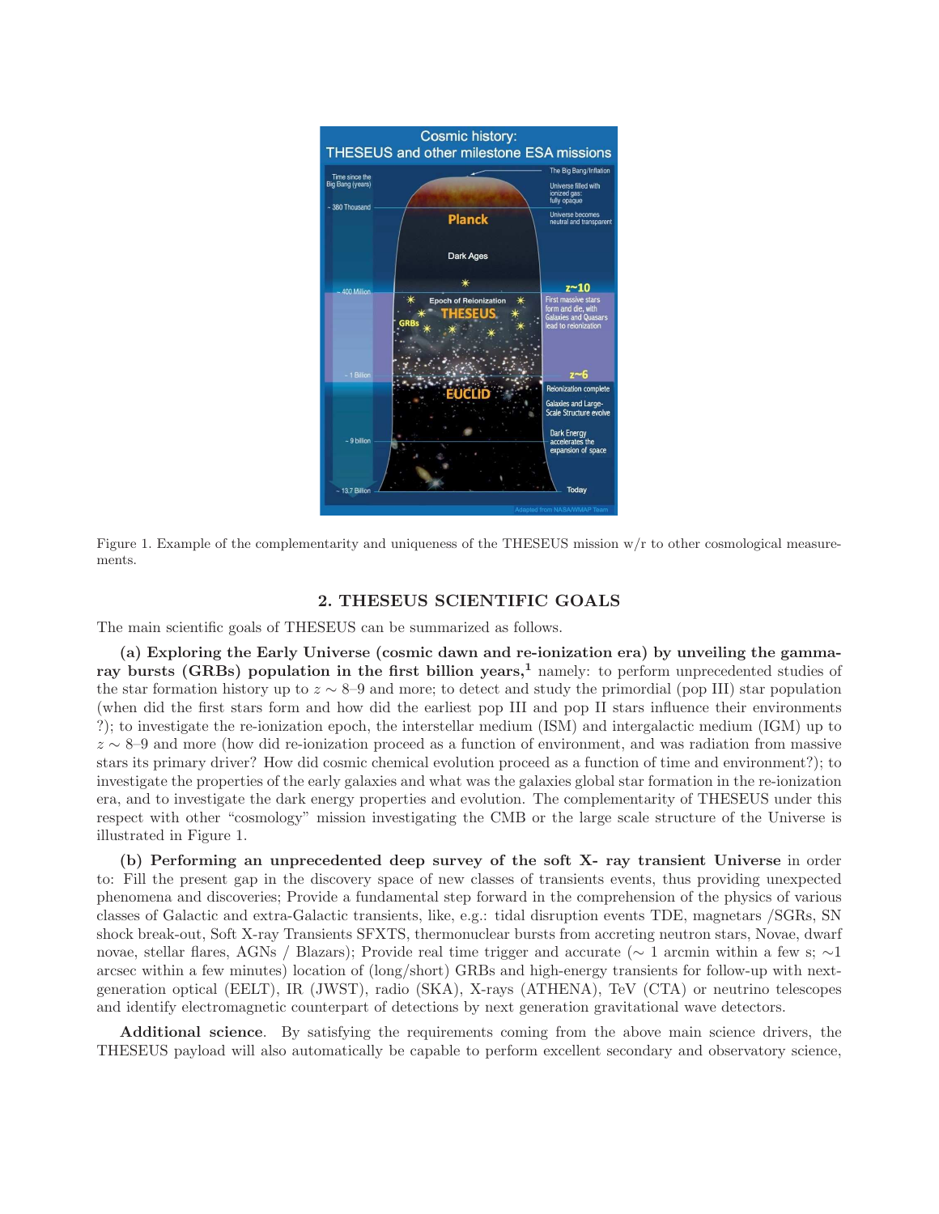Figure 1. Example of the complementarity and uniqueness of the THESEUS mission w/r to other cosmological measurements.

## 2. THESEUS SCIENTIFIC GOALS

The main scientific goals of THESEUS can be summarized as follows.

**(a) Exploring the Early Universe (cosmic dawn and re-ionization era) by unveiling the gamma-ray bursts (GRBs) population in the first billion years,[1]** namely: to perform unprecedented studies of the star formation history up to $z \sim 8$–$9$ and more; to detect and study the primordial (pop III) star population (when did the first stars form and how did the earliest pop III and pop II stars influence their environments ?); to investigate the re-ionization epoch, the interstellar medium (ISM) and intergalactic medium (IGM) up to $z \sim 8$–$9$ and more (how did re-ionization proceed as a function of environment, and was radiation from massive stars its primary driver? How did cosmic chemical evolution proceed as a function of time and environment?); to investigate the properties of the early galaxies and what was the galaxies global star formation in the re-ionization era, and to investigate the dark energy properties and evolution. The complementarity of THESEUS under this respect with other "cosmology" mission investigating the CMB or the large scale structure of the Universe is illustrated in Figure 1.

**(b) Performing an unprecedented deep survey of the soft X- ray transient Universe** in order to: Fill the present gap in the discovery space of new classes of transients events, thus providing unexpected phenomena and discoveries; Provide a fundamental step forward in the comprehension of the physics of various classes of Galactic and extra-Galactic transients, like, e.g.: tidal disruption events TDE, magnetars /SGRs, SN shock break-out, Soft X-ray Transients SFXTS, thermonuclear bursts from accreting neutron stars, Novae, dwarf novae, stellar flares, AGNs / Blazars); Provide real time trigger and accurate ($\sim$ 1 arcmin within a few s; $\sim$1 arcsec within a few minutes) location of (long/short) GRBs and high-energy transients for follow-up with next-generation optical (EELT), IR (JWST), radio (SKA), X-rays (ATHENA), TeV (CTA) or neutrino telescopes and identify electromagnetic counterpart of detections by next generation gravitational wave detectors.

**Additional science**. By satisfying the requirements coming from the above main science drivers, the THESEUS payload will also automatically be capable to perform excellent secondary and observatory science,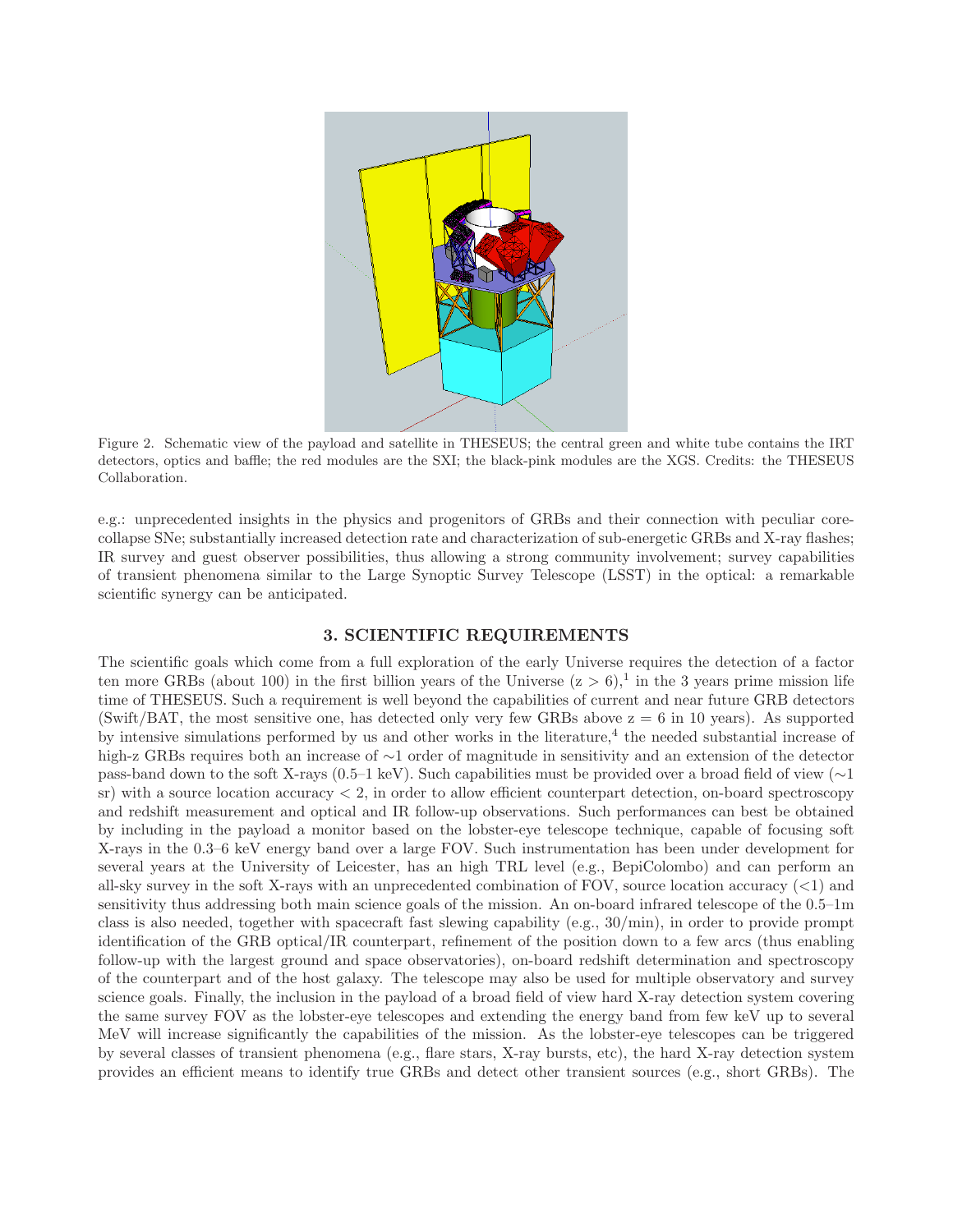Figure 2. Schematic view of the payload and satellite in THESEUS; the central green and white tube contains the IRT detectors, optics and baffle; the red modules are the SXI; the black-pink modules are the XGS. Credits: the THESEUS Collaboration.

e.g.: unprecedented insights in the physics and progenitors of GRBs and their connection with peculiar core-collapse SNe; substantially increased detection rate and characterization of sub-energetic GRBs and X-ray flashes; IR survey and guest observer possibilities, thus allowing a strong community involvement; survey capabilities of transient phenomena similar to the Large Synoptic Survey Telescope (LSST) in the optical: a remarkable scientific synergy can be anticipated.

## 3. SCIENTIFIC REQUIREMENTS

The scientific goals which come from a full exploration of the early Universe requires the detection of a factor ten more GRBs (about 100) in the first billion years of the Universe ($z > 6$),[1] in the 3 years prime mission life time of THESEUS. Such a requirement is well beyond the capabilities of current and near future GRB detectors (Swift/BAT, the most sensitive one, has detected only very few GRBs above $z = 6$ in 10 years). As supported by intensive simulations performed by us and other works in the literature,[4] the needed substantial increase of high-z GRBs requires both an increase of $\sim$1 order of magnitude in sensitivity and an extension of the detector pass-band down to the soft X-rays (0.5–1 keV). Such capabilities must be provided over a broad field of view ($\sim$1 sr) with a source location accuracy $< 2$, in order to allow efficient counterpart detection, on-board spectroscopy and redshift measurement and optical and IR follow-up observations. Such performances can best be obtained by including in the payload a monitor based on the lobster-eye telescope technique, capable of focusing soft X-rays in the 0.3–6 keV energy band over a large FOV. Such instrumentation has been under development for several years at the University of Leicester, has an high TRL level (e.g., BepiColombo) and can perform an all-sky survey in the soft X-rays with an unprecedented combination of FOV, source location accuracy ($<$1) and sensitivity thus addressing both main science goals of the mission. An on-board infrared telescope of the 0.5–1m class is also needed, together with spacecraft fast slewing capability (e.g., 30/min), in order to provide prompt identification of the GRB optical/IR counterpart, refinement of the position down to a few arcs (thus enabling follow-up with the largest ground and space observatories), on-board redshift determination and spectroscopy of the counterpart and of the host galaxy. The telescope may also be used for multiple observatory and survey science goals. Finally, the inclusion in the payload of a broad field of view hard X-ray detection system covering the same survey FOV as the lobster-eye telescopes and extending the energy band from few keV up to several MeV will increase significantly the capabilities of the mission. As the lobster-eye telescopes can be triggered by several classes of transient phenomena (e.g., flare stars, X-ray bursts, etc), the hard X-ray detection system provides an efficient means to identify true GRBs and detect other transient sources (e.g., short GRBs). The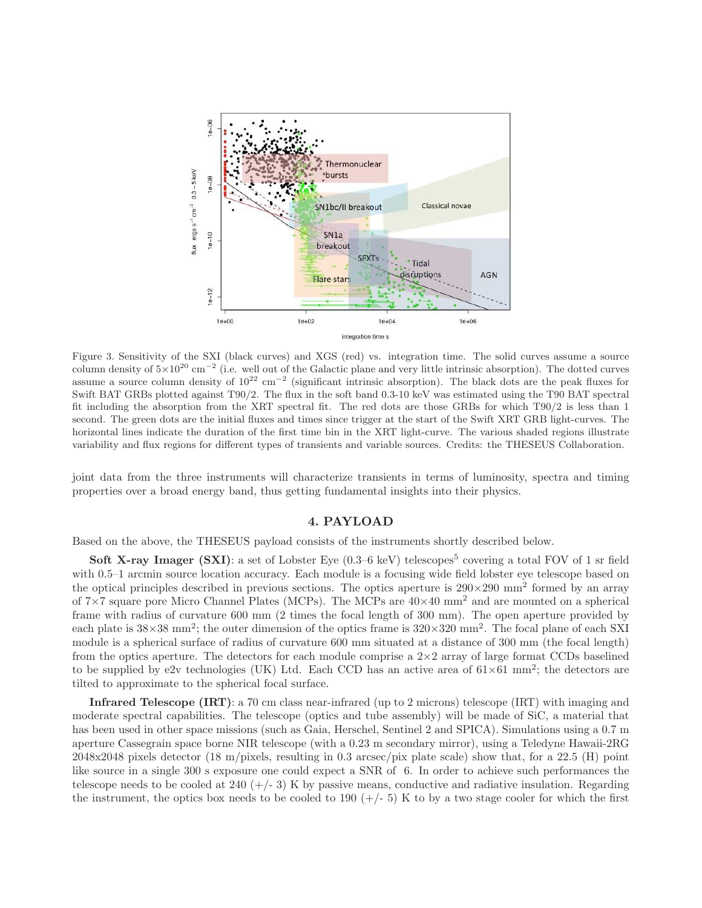Figure 3. Sensitivity of the SXI (black curves) and XGS (red) vs. integration time. The solid curves assume a source column density of $5\times10^{20}$ cm$^{-2}$ (i.e. well out of the Galactic plane and very little intrinsic absorption). The dotted curves assume a source column density of $10^{22}$ cm$^{-2}$ (significant intrinsic absorption). The black dots are the peak fluxes for Swift BAT GRBs plotted against T90/2. The flux in the soft band 0.3-10 keV was estimated using the T90 BAT spectral fit including the absorption from the XRT spectral fit. The red dots are those GRBs for which T90/2 is less than 1 second. The green dots are the initial fluxes and times since trigger at the start of the Swift XRT GRB light-curves. The horizontal lines indicate the duration of the first time bin in the XRT light-curve. The various shaded regions illustrate variability and flux regions for different types of transients and variable sources. Credits: the THESEUS Collaboration.

joint data from the three instruments will characterize transients in terms of luminosity, spectra and timing properties over a broad energy band, thus getting fundamental insights into their physics.

## 4. PAYLOAD

Based on the above, the THESEUS payload consists of the instruments shortly described below.

**Soft X-ray Imager (SXI)**: a set of Lobster Eye (0.3–6 keV) telescopes[5] covering a total FOV of 1 sr field with 0.5–1 arcmin source location accuracy. Each module is a focusing wide field lobster eye telescope based on the optical principles described in previous sections. The optics aperture is $290\times290$ mm$^2$ formed by an array of $7\times7$ square pore Micro Channel Plates (MCPs). The MCPs are $40\times40$ mm$^2$ and are mounted on a spherical frame with radius of curvature 600 mm (2 times the focal length of 300 mm). The open aperture provided by each plate is $38\times38$ mm$^2$; the outer dimension of the optics frame is $320\times320$ mm$^2$. The focal plane of each SXI module is a spherical surface of radius of curvature 600 mm situated at a distance of 300 mm (the focal length) from the optics aperture. The detectors for each module comprise a $2\times2$ array of large format CCDs baselined to be supplied by e2v technologies (UK) Ltd. Each CCD has an active area of $61\times61$ mm$^2$; the detectors are tilted to approximate to the spherical focal surface.

**Infrared Telescope (IRT)**: a 70 cm class near-infrared (up to 2 microns) telescope (IRT) with imaging and moderate spectral capabilities. The telescope (optics and tube assembly) will be made of SiC, a material that has been used in other space missions (such as Gaia, Herschel, Sentinel 2 and SPICA). Simulations using a 0.7 m aperture Cassegrain space borne NIR telescope (with a 0.23 m secondary mirror), using a Teledyne Hawaii-2RG 2048x2048 pixels detector (18 m/pixels, resulting in 0.3 arcsec/pix plate scale) show that, for a 22.5 (H) point like source in a single 300 s exposure one could expect a SNR of 6. In order to achieve such performances the telescope needs to be cooled at 240 (+/- 3) K by passive means, conductive and radiative insulation. Regarding the instrument, the optics box needs to be cooled to 190 (+/- 5) K to by a two stage cooler for which the first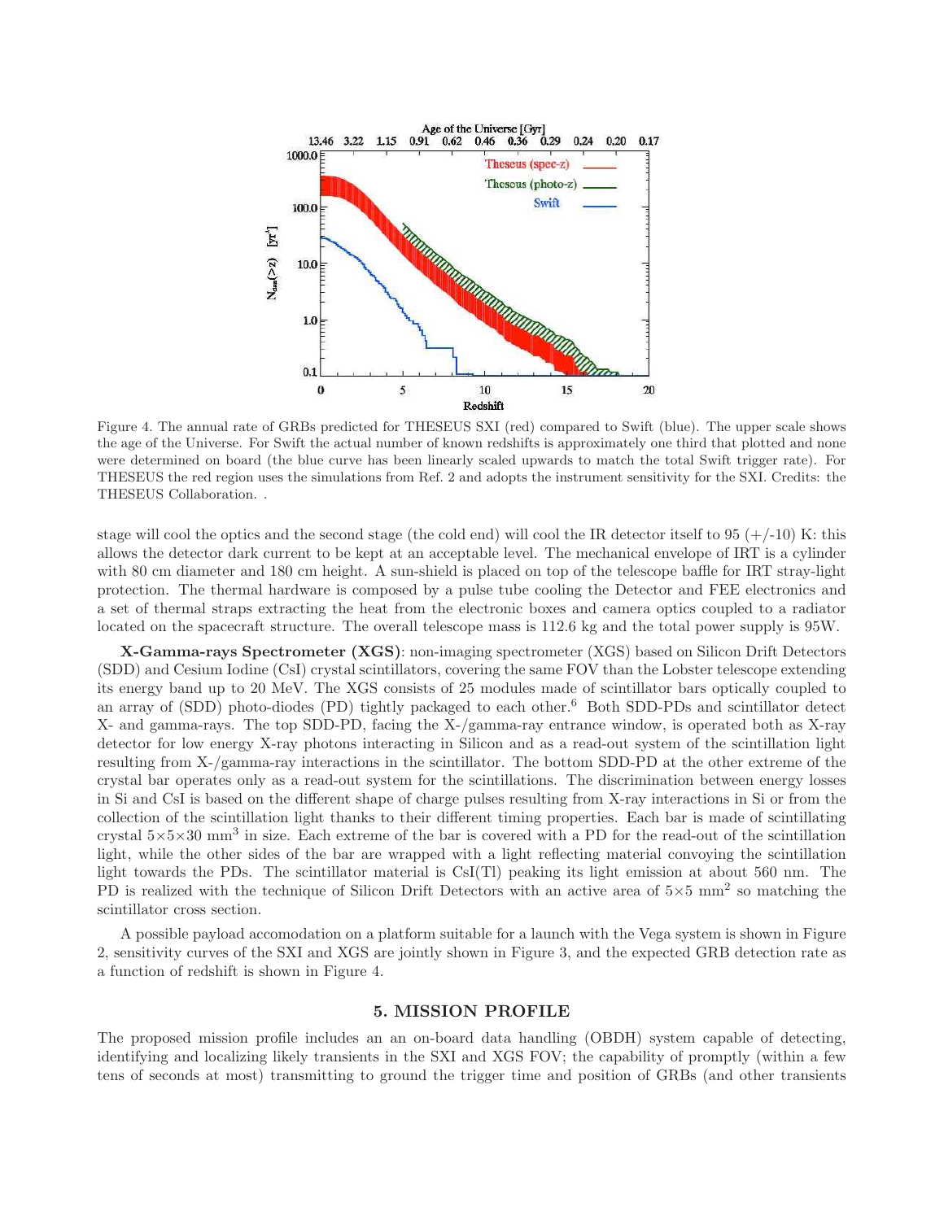Figure 4. The annual rate of GRBs predicted for THESEUS SXI (red) compared to Swift (blue). The upper scale shows the age of the Universe. For Swift the actual number of known redshifts is approximately one third that plotted and none were determined on board (the blue curve has been linearly scaled upwards to match the total Swift trigger rate). For THESEUS the red region uses the simulations from Ref. 2 and adopts the instrument sensitivity for the SXI. Credits: the THESEUS Collaboration. .

stage will cool the optics and the second stage (the cold end) will cool the IR detector itself to 95 (+/-10) K: this allows the detector dark current to be kept at an acceptable level. The mechanical envelope of IRT is a cylinder with 80 cm diameter and 180 cm height. A sun-shield is placed on top of the telescope baffle for IRT stray-light protection. The thermal hardware is composed by a pulse tube cooling the Detector and FEE electronics and a set of thermal straps extracting the heat from the electronic boxes and camera optics coupled to a radiator located on the spacecraft structure. The overall telescope mass is 112.6 kg and the total power supply is 95W.

**X-Gamma-rays Spectrometer (XGS)**: non-imaging spectrometer (XGS) based on Silicon Drift Detectors (SDD) and Cesium Iodine (CsI) crystal scintillators, covering the same FOV than the Lobster telescope extending its energy band up to 20 MeV. The XGS consists of 25 modules made of scintillator bars optically coupled to an array of (SDD) photo-diodes (PD) tightly packaged to each other.[6] Both SDD-PDs and scintillator detect X- and gamma-rays. The top SDD-PD, facing the X-/gamma-ray entrance window, is operated both as X-ray detector for low energy X-ray photons interacting in Silicon and as a read-out system of the scintillation light resulting from X-/gamma-ray interactions in the scintillator. The bottom SDD-PD at the other extreme of the crystal bar operates only as a read-out system for the scintillations. The discrimination between energy losses in Si and CsI is based on the different shape of charge pulses resulting from X-ray interactions in Si or from the collection of the scintillation light thanks to their different timing properties. Each bar is made of scintillating crystal $5\times5\times30$ mm$^3$ in size. Each extreme of the bar is covered with a PD for the read-out of the scintillation light, while the other sides of the bar are wrapped with a light reflecting material convoying the scintillation light towards the PDs. The scintillator material is CsI(Tl) peaking its light emission at about 560 nm. The PD is realized with the technique of Silicon Drift Detectors with an active area of $5\times5$ mm$^2$ so matching the scintillator cross section.

A possible payload accomodation on a platform suitable for a launch with the Vega system is shown in Figure 2, sensitivity curves of the SXI and XGS are jointly shown in Figure 3, and the expected GRB detection rate as a function of redshift is shown in Figure 4.

## 5. MISSION PROFILE

The proposed mission profile includes an an on-board data handling (OBDH) system capable of detecting, identifying and localizing likely transients in the SXI and XGS FOV; the capability of promptly (within a few tens of seconds at most) transmitting to ground the trigger time and position of GRBs (and other transients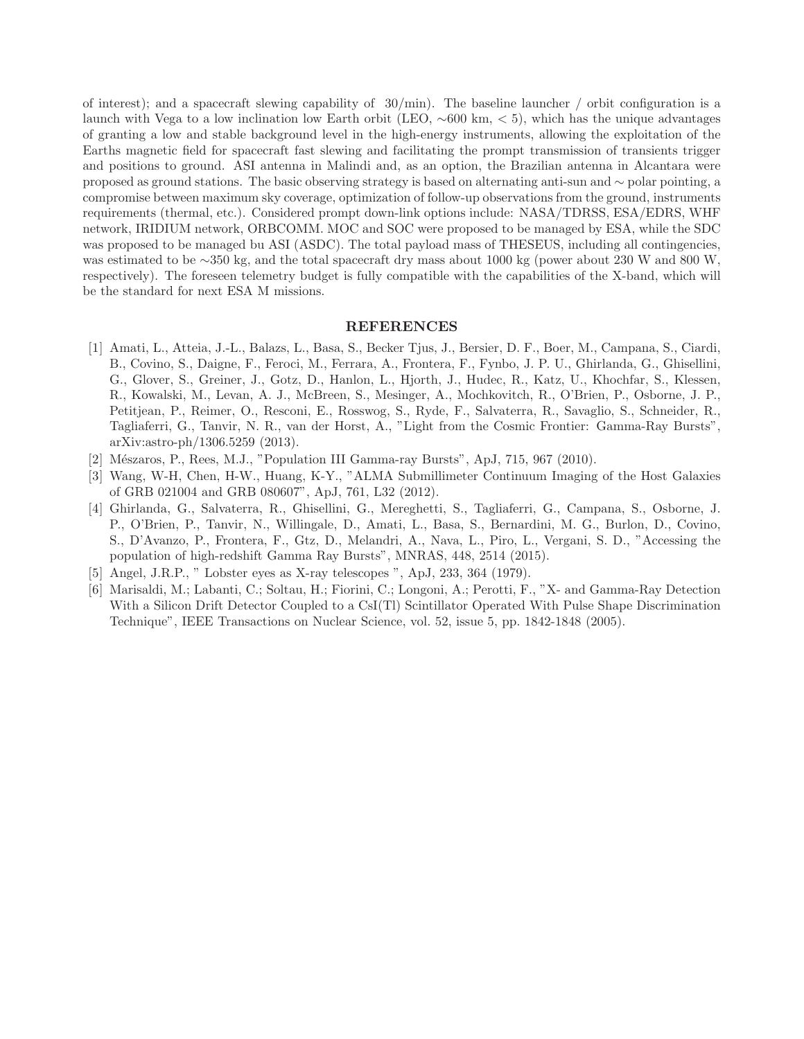of interest); and a spacecraft slewing capability of 30/min). The baseline launcher / orbit configuration is a launch with Vega to a low inclination low Earth orbit (LEO, ∼600 km, < 5), which has the unique advantages of granting a low and stable background level in the high-energy instruments, allowing the exploitation of the Earths magnetic field for spacecraft fast slewing and facilitating the prompt transmission of transients trigger and positions to ground. ASI antenna in Malindi and, as an option, the Brazilian antenna in Alcantara were proposed as ground stations. The basic observing strategy is based on alternating anti-sun and ∼ polar pointing, a compromise between maximum sky coverage, optimization of follow-up observations from the ground, instruments requirements (thermal, etc.). Considered prompt down-link options include: NASA/TDRSS, ESA/EDRS, WHF network, IRIDIUM network, ORBCOMM. MOC and SOC were proposed to be managed by ESA, while the SDC was proposed to be managed bu ASI (ASDC). The total payload mass of THESEUS, including all contingencies, was estimated to be ∼350 kg, and the total spacecraft dry mass about 1000 kg (power about 230 W and 800 W, respectively). The foreseen telemetry budget is fully compatible with the capabilities of the X-band, which will be the standard for next ESA M missions.

## REFERENCES

[1] Amati, L., Atteia, J.-L., Balazs, L., Basa, S., Becker Tjus, J., Bersier, D. F., Boer, M., Campana, S., Ciardi, B., Covino, S., Daigne, F., Feroci, M., Ferrara, A., Frontera, F., Fynbo, J. P. U., Ghirlanda, G., Ghisellini, G., Glover, S., Greiner, J., Gotz, D., Hanlon, L., Hjorth, J., Hudec, R., Katz, U., Khochfar, S., Klessen, R., Kowalski, M., Levan, A. J., McBreen, S., Mesinger, A., Mochkovitch, R., O'Brien, P., Osborne, J. P., Petitjean, P., Reimer, O., Resconi, E., Rosswog, S., Ryde, F., Salvaterra, R., Savaglio, S., Schneider, R., Tagliaferri, G., Tanvir, N. R., van der Horst, A., "Light from the Cosmic Frontier: Gamma-Ray Bursts", arXiv:astro-ph/1306.5259 (2013).

[2] Mészaros, P., Rees, M.J., "Population III Gamma-ray Bursts", ApJ, 715, 967 (2010).

[3] Wang, W-H, Chen, H-W., Huang, K-Y., "ALMA Submillimeter Continuum Imaging of the Host Galaxies of GRB 021004 and GRB 080607", ApJ, 761, L32 (2012).

[4] Ghirlanda, G., Salvaterra, R., Ghisellini, G., Mereghetti, S., Tagliaferri, G., Campana, S., Osborne, J. P., O'Brien, P., Tanvir, N., Willingale, D., Amati, L., Basa, S., Bernardini, M. G., Burlon, D., Covino, S., D'Avanzo, P., Frontera, F., Gtz, D., Melandri, A., Nava, L., Piro, L., Vergani, S. D., "Accessing the population of high-redshift Gamma Ray Bursts", MNRAS, 448, 2514 (2015).

[5] Angel, J.R.P., " Lobster eyes as X-ray telescopes ", ApJ, 233, 364 (1979).

[6] Marisaldi, M.; Labanti, C.; Soltau, H.; Fiorini, C.; Longoni, A.; Perotti, F., "X- and Gamma-Ray Detection With a Silicon Drift Detector Coupled to a CsI(Tl) Scintillator Operated With Pulse Shape Discrimination Technique", IEEE Transactions on Nuclear Science, vol. 52, issue 5, pp. 1842-1848 (2005).